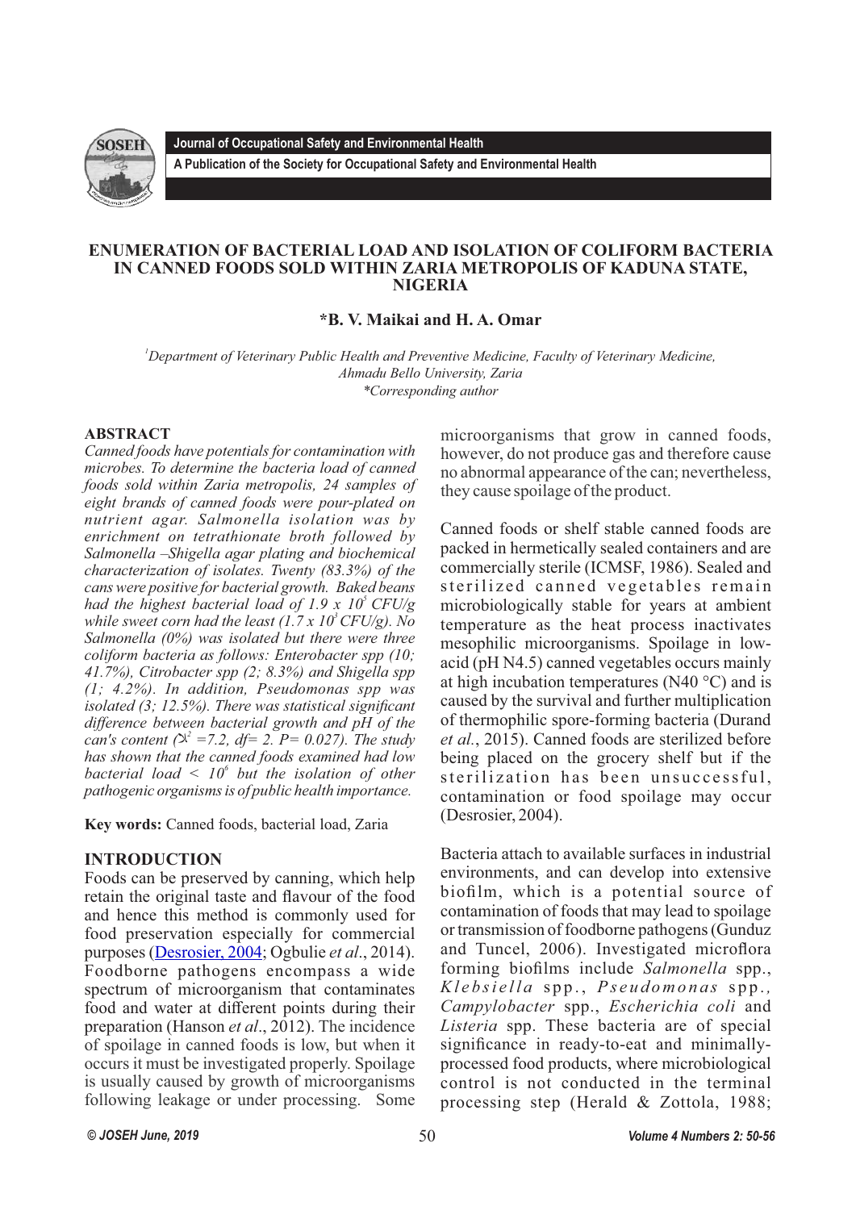Journal of Occupational Safety and Environmental Health

A Publication of the Society for Occupational Safety and Environmental Health

# ENUMERATION OF BACTERIAL LOAD AND ISOLATION OF COLIFORM BACTERIA IN CANNED FOODS SOLD WITHIN ZARIA METROPOLIS OF KADUNA STATE, NIGERIA

**\*B. V. Maikai and H. A. Omar**

[1]*Department of Veterinary Public Health and Preventive Medicine, Faculty of Veterinary Medicine, Ahmadu Bello University, Zaria*
*\*Corresponding author*

## ABSTRACT

*Canned foods have potentials for contamination with microbes. To determine the bacteria load of canned foods sold within Zaria metropolis, 24 samples of eight brands of canned foods were pour-plated on nutrient agar. Salmonella isolation was by enrichment on tetrathionate broth followed by Salmonella –Shigella agar plating and biochemical characterization of isolates. Twenty (83.3%) of the cans were positive for bacterial growth. Baked beans had the highest bacterial load of 1.9 x $10^5$ CFU/g while sweet corn had the least (1.7 x $10^3$ CFU/g). No Salmonella (0%) was isolated but there were three coliform bacteria as follows: Enterobacter spp (10; 41.7%), Citrobacter spp (2; 8.3%) and Shigella spp (1; 4.2%). In addition, Pseudomonas spp was isolated (3; 12.5%). There was statistical significant difference between bacterial growth and pH of the can's content ($\chi^2$ =7.2, df= 2. P= 0.027). The study has shown that the canned foods examined had low bacterial load < $10^6$ but the isolation of other pathogenic organisms is of public health importance.*

**Key words:** Canned foods, bacterial load, Zaria

## INTRODUCTION

Foods can be preserved by canning, which help retain the original taste and flavour of the food and hence this method is commonly used for food preservation especially for commercial purposes (Desrosier, 2004; Ogbulie *et al*., 2014). Foodborne pathogens encompass a wide spectrum of microorganism that contaminates food and water at different points during their preparation (Hanson *et al*., 2012). The incidence of spoilage in canned foods is low, but when it occurs it must be investigated properly. Spoilage is usually caused by growth of microorganisms following leakage or under processing. Some microorganisms that grow in canned foods, however, do not produce gas and therefore cause no abnormal appearance of the can; nevertheless, they cause spoilage of the product.

Canned foods or shelf stable canned foods are packed in hermetically sealed containers and are commercially sterile (ICMSF, 1986). Sealed and sterilized canned vegetables remain microbiologically stable for years at ambient temperature as the heat process inactivates mesophilic microorganisms. Spoilage in low-acid (pH N4.5) canned vegetables occurs mainly at high incubation temperatures (N40 °C) and is caused by the survival and further multiplication of thermophilic spore-forming bacteria (Durand *et al.*, 2015). Canned foods are sterilized before being placed on the grocery shelf but if the sterilization has been unsuccessful, contamination or food spoilage may occur (Desrosier, 2004).

Bacteria attach to available surfaces in industrial environments, and can develop into extensive biofilm, which is a potential source of contamination of foods that may lead to spoilage or transmission of foodborne pathogens (Gunduz and Tuncel, 2006). Investigated microflora forming biofilms include *Salmonella* spp., *Klebsiella* spp., *Pseudomonas* spp., *Campylobacter* spp., *Escherichia coli* and *Listeria* spp. These bacteria are of special significance in ready-to-eat and minimally-processed food products, where microbiological control is not conducted in the terminal processing step (Herald & Zottola, 1988;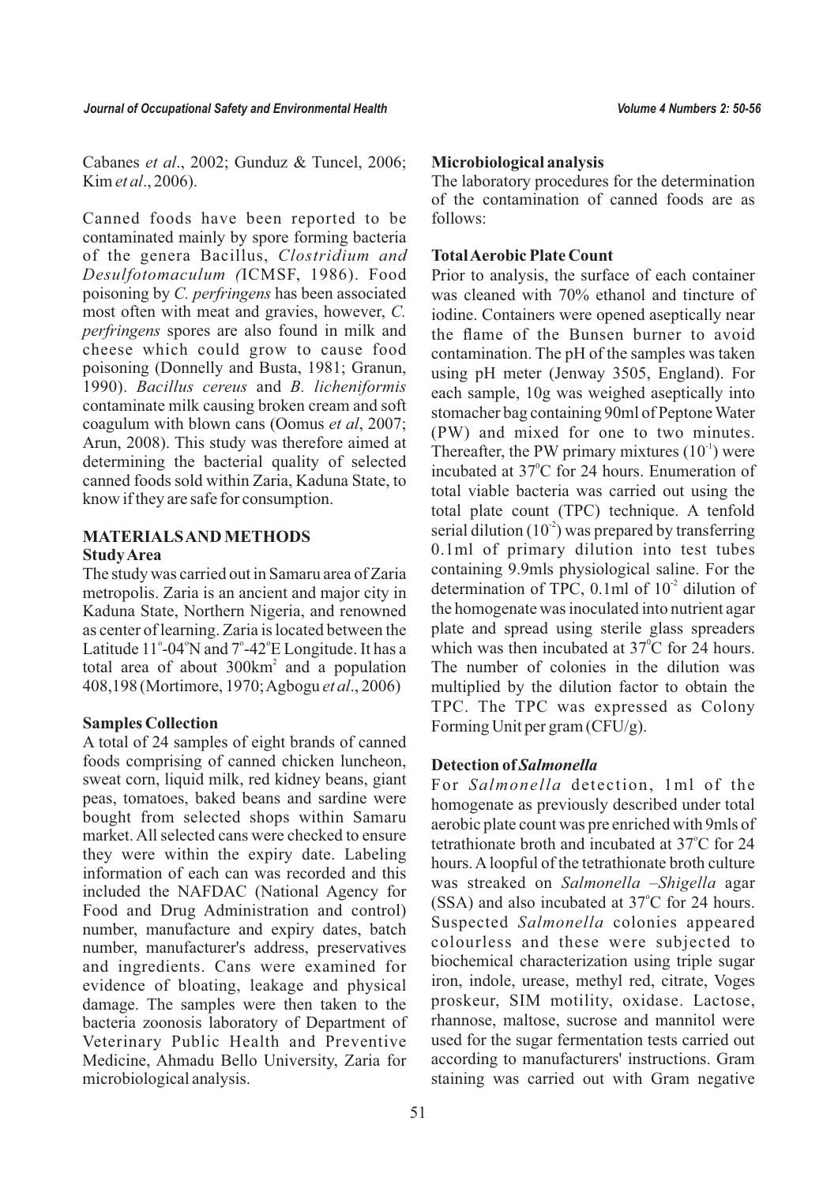Cabanes *et al*., 2002; Gunduz & Tuncel, 2006; Kim *et al*., 2006).

Canned foods have been reported to be contaminated mainly by spore forming bacteria of the genera Bacillus, *Clostridium and Desulfotomaculum (*ICMSF, 1986). Food poisoning by *C. perfringens* has been associated most often with meat and gravies, however, *C. perfringens* spores are also found in milk and cheese which could grow to cause food poisoning (Donnelly and Busta, 1981; Granun, 1990). *Bacillus cereus* and *B. licheniformis* contaminate milk causing broken cream and soft coagulum with blown cans (Oomus *et al*, 2007; Arun, 2008). This study was therefore aimed at determining the bacterial quality of selected canned foods sold within Zaria, Kaduna State, to know if they are safe for consumption.

## MATERIALS AND METHODS

### Study Area

The study was carried out in Samaru area of Zaria metropolis. Zaria is an ancient and major city in Kaduna State, Northern Nigeria, and renowned as center of learning. Zaria is located between the Latitude 11°-04'N and 7°-42'E Longitude. It has a total area of about 300km$^2$ and a population 408,198 (Mortimore, 1970; Agbogu *et al*., 2006)

### Samples Collection

A total of 24 samples of eight brands of canned foods comprising of canned chicken luncheon, sweat corn, liquid milk, red kidney beans, giant peas, tomatoes, baked beans and sardine were bought from selected shops within Samaru market. All selected cans were checked to ensure they were within the expiry date. Labeling information of each can was recorded and this included the NAFDAC (National Agency for Food and Drug Administration and control) number, manufacture and expiry dates, batch number, manufacturer's address, preservatives and ingredients. Cans were examined for evidence of bloating, leakage and physical damage. The samples were then taken to the bacteria zoonosis laboratory of Department of Veterinary Public Health and Preventive Medicine, Ahmadu Bello University, Zaria for microbiological analysis.

### Microbiological analysis

The laboratory procedures for the determination of the contamination of canned foods are as follows:

### Total Aerobic Plate Count

Prior to analysis, the surface of each container was cleaned with 70% ethanol and tincture of iodine. Containers were opened aseptically near the flame of the Bunsen burner to avoid contamination. The pH of the samples was taken using pH meter (Jenway 3505, England). For each sample, 10g was weighed aseptically into stomacher bag containing 90ml of Peptone Water (PW) and mixed for one to two minutes. Thereafter, the PW primary mixtures ($10^{-1}$) were incubated at 37°C for 24 hours. Enumeration of total viable bacteria was carried out using the total plate count (TPC) technique. A tenfold serial dilution ($10^{-2}$) was prepared by transferring 0.1ml of primary dilution into test tubes containing 9.9mls physiological saline. For the determination of TPC, 0.1ml of $10^{-2}$ dilution of the homogenate was inoculated into nutrient agar plate and spread using sterile glass spreaders which was then incubated at 37°C for 24 hours. The number of colonies in the dilution was multiplied by the dilution factor to obtain the TPC. The TPC was expressed as Colony Forming Unit per gram (CFU/g).

### Detection of *Salmonella*

For *Salmonella* detection, 1ml of the homogenate as previously described under total aerobic plate count was pre enriched with 9mls of tetrathionate broth and incubated at 37°C for 24 hours. A loopful of the tetrathionate broth culture was streaked on *Salmonella –Shigella* agar (SSA) and also incubated at 37°C for 24 hours. Suspected *Salmonella* colonies appeared colourless and these were subjected to biochemical characterization using triple sugar iron, indole, urease, methyl red, citrate, Voges proskeur, SIM motility, oxidase. Lactose, rhannose, maltose, sucrose and mannitol were used for the sugar fermentation tests carried out according to manufacturers' instructions. Gram staining was carried out with Gram negative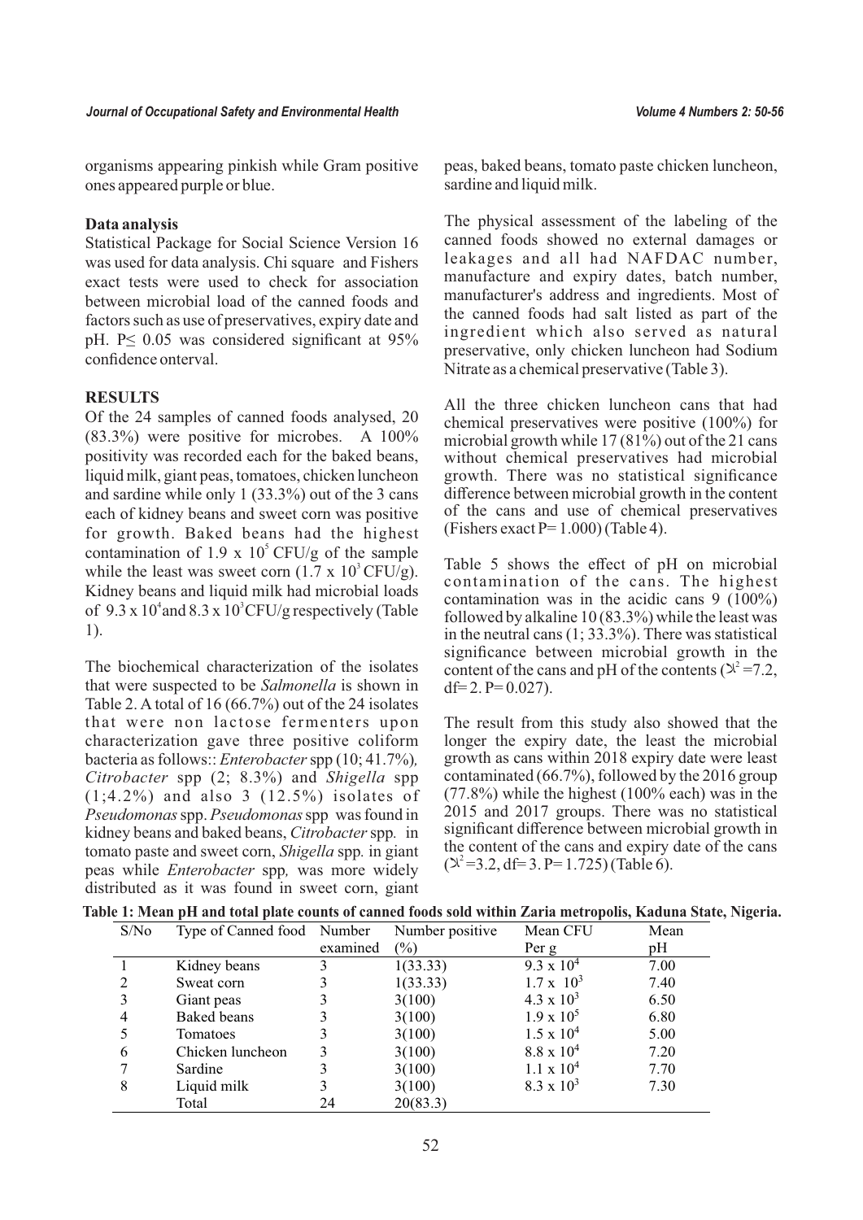organisms appearing pinkish while Gram positive ones appeared purple or blue.

### Data analysis

Statistical Package for Social Science Version 16 was used for data analysis. Chi square and Fishers exact tests were used to check for association between microbial load of the canned foods and factors such as use of preservatives, expiry date and pH. $P \leq 0.05$ was considered significant at 95% confidence onterval.

## RESULTS

Of the 24 samples of canned foods analysed, 20 (83.3%) were positive for microbes. A 100% positivity was recorded each for the baked beans, liquid milk, giant peas, tomatoes, chicken luncheon and sardine while only 1 (33.3%) out of the 3 cans each of kidney beans and sweet corn was positive for growth. Baked beans had the highest contamination of $1.9 \times 10^5$ CFU/g of the sample while the least was sweet corn ($1.7 \times 10^3$ CFU/g). Kidney beans and liquid milk had microbial loads of $9.3 \times 10^4$ and $8.3 \times 10^3$ CFU/g respectively (Table 1).

The biochemical characterization of the isolates that were suspected to be *Salmonella* is shown in Table 2. A total of 16 (66.7%) out of the 24 isolates that were non lactose fermenters upon characterization gave three positive coliform bacteria as follows:: *Enterobacter* spp (10; 41.7%), *Citrobacter* spp (2; 8.3%) and *Shigella* spp (1;4.2%) and also 3 (12.5%) isolates of *Pseudomonas* spp. *Pseudomonas* spp was found in kidney beans and baked beans, *Citrobacter* spp. in tomato paste and sweet corn, *Shigella* spp. in giant peas while *Enterobacter* spp, was more widely distributed as it was found in sweet corn, giant peas, baked beans, tomato paste chicken luncheon, sardine and liquid milk.

The physical assessment of the labeling of the canned foods showed no external damages or leakages and all had NAFDAC number, manufacture and expiry dates, batch number, manufacturer's address and ingredients. Most of the canned foods had salt listed as part of the ingredient which also served as natural preservative, only chicken luncheon had Sodium Nitrate as a chemical preservative (Table 3).

All the three chicken luncheon cans that had chemical preservatives were positive (100%) for microbial growth while 17 (81%) out of the 21 cans without chemical preservatives had microbial growth. There was no statistical significance difference between microbial growth in the content of the cans and use of chemical preservatives (Fishers exact P= 1.000) (Table 4).

Table 5 shows the effect of pH on microbial contamination of the cans. The highest contamination was in the acidic cans 9 (100%) followed by alkaline 10 (83.3%) while the least was in the neutral cans (1; 33.3%). There was statistical significance between microbial growth in the content of the cans and pH of the contents ($\chi^2 = 7.2$, df= 2. P= 0.027).

The result from this study also showed that the longer the expiry date, the least the microbial growth as cans within 2018 expiry date were least contaminated (66.7%), followed by the 2016 group (77.8%) while the highest (100% each) was in the 2015 and 2017 groups. There was no statistical significant difference between microbial growth in the content of the cans and expiry date of the cans ($\chi^2 = 3.2$, df= 3. P= 1.725) (Table 6).

**Table 1: Mean pH and total plate counts of canned foods sold within Zaria metropolis, Kaduna State, Nigeria.**

| S/No | Type of Canned food | Number examined | Number positive (%) | Mean CFU Per g | Mean pH |
|---|---|---|---|---|---|
| 1 | Kidney beans | 3 | 1(33.33) | $9.3 \times 10^4$ | 7.00 |
| 2 | Sweat corn | 3 | 1(33.33) | $1.7 \times 10^3$ | 7.40 |
| 3 | Giant peas | 3 | 3(100) | $4.3 \times 10^3$ | 6.50 |
| 4 | Baked beans | 3 | 3(100) | $1.9 \times 10^5$ | 6.80 |
| 5 | Tomatoes | 3 | 3(100) | $1.5 \times 10^4$ | 5.00 |
| 6 | Chicken luncheon | 3 | 3(100) | $8.8 \times 10^4$ | 7.20 |
| 7 | Sardine | 3 | 3(100) | $1.1 \times 10^4$ | 7.70 |
| 8 | Liquid milk | 3 | 3(100) | $8.3 \times 10^3$ | 7.30 |
| | Total | 24 | 20(83.3) | | |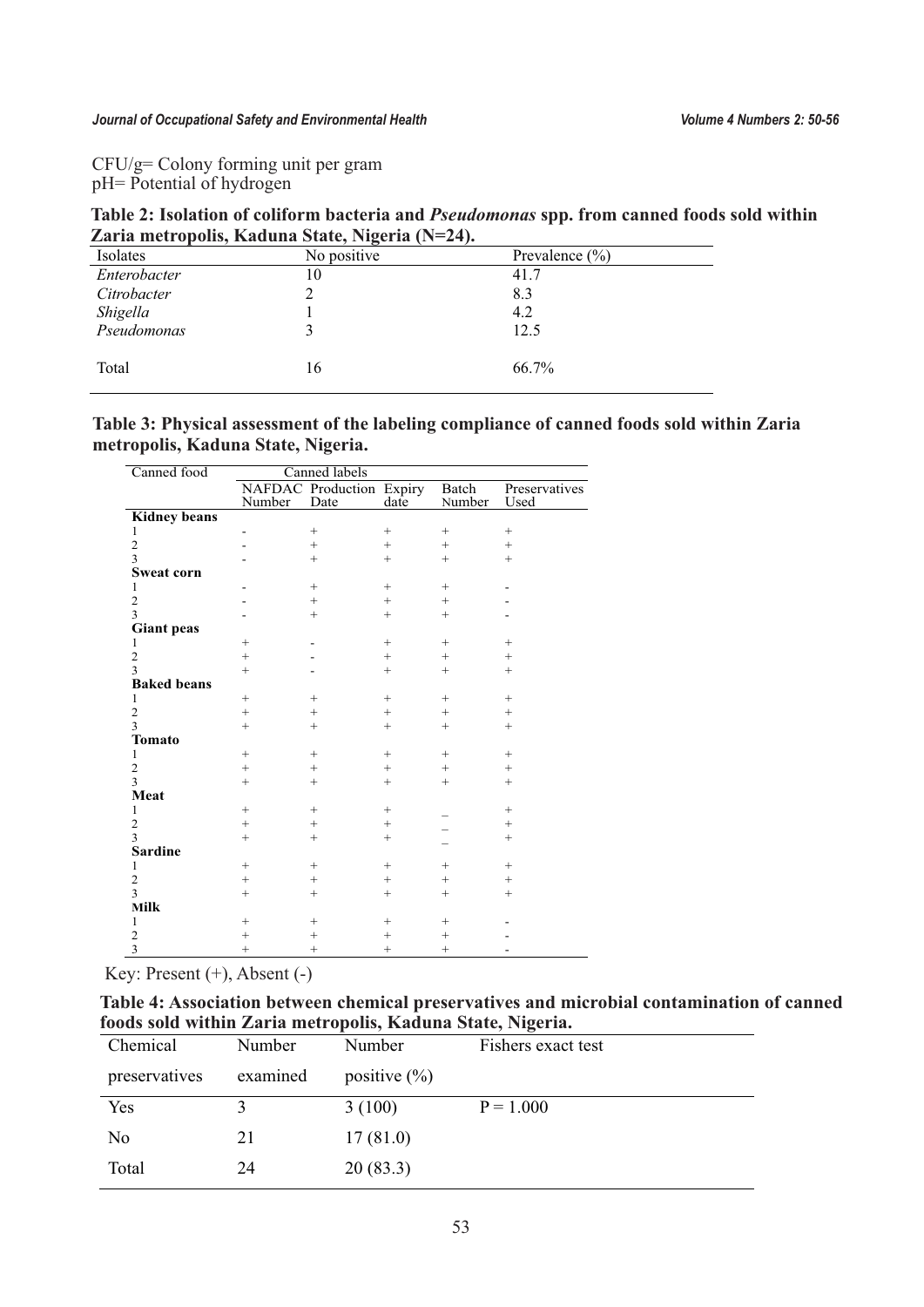CFU/g= Colony forming unit per gram
pH= Potential of hydrogen

**Table 2: Isolation of coliform bacteria and *Pseudomonas* spp. from canned foods sold within Zaria metropolis, Kaduna State, Nigeria (N=24).**

| Isolates | No positive | Prevalence (%) |
|---|---|---|
| *Enterobacter* | 10 | 41.7 |
| *Citrobacter* | 2 | 8.3 |
| *Shigella* | 1 | 4.2 |
| *Pseudomonas* | 3 | 12.5 |
| Total | 16 | 66.7% |

**Table 3: Physical assessment of the labeling compliance of canned foods sold within Zaria metropolis, Kaduna State, Nigeria.**

| Canned food | Canned labels | | | | |
|---|---|---|---|---|---|
| | NAFDAC Number | Production Date | Expiry date | Batch Number | Preservatives Used |
| **Kidney beans** | | | | | |
| 1 | - | + | + | + | + |
| 2 | - | + | + | + | + |
| 3 | - | + | + | + | + |
| **Sweat corn** | | | | | |
| 1 | - | + | + | + | - |
| 2 | - | + | + | + | - |
| 3 | - | + | + | + | - |
| **Giant peas** | | | | | |
| 1 | + | - | + | + | + |
| 2 | + | - | + | + | + |
| 3 | + | - | + | + | + |
| **Baked beans** | | | | | |
| 1 | + | + | + | + | + |
| 2 | + | + | + | + | + |
| 3 | + | + | + | + | + |
| **Tomato** | | | | | |
| 1 | + | + | + | + | + |
| 2 | + | + | + | + | + |
| 3 | + | + | + | + | + |
| **Meat** | | | | | |
| 1 | + | + | + | _ | + |
| 2 | + | + | + | _ | + |
| 3 | + | + | + | _ | + |
| **Sardine** | | | | | |
| 1 | + | + | + | + | + |
| 2 | + | + | + | + | + |
| 3 | + | + | + | + | + |
| **Milk** | | | | | |
| 1 | + | + | + | + | - |
| 2 | + | + | + | + | - |
| 3 | + | + | + | + | - |

Key: Present (+), Absent (-)

**Table 4: Association between chemical preservatives and microbial contamination of canned foods sold within Zaria metropolis, Kaduna State, Nigeria.**

| Chemical preservatives | Number examined | Number positive (%) | Fishers exact test |
|---|---|---|---|
| Yes | 3 | 3 (100) | P = 1.000 |
| No | 21 | 17 (81.0) | |
| Total | 24 | 20 (83.3) | |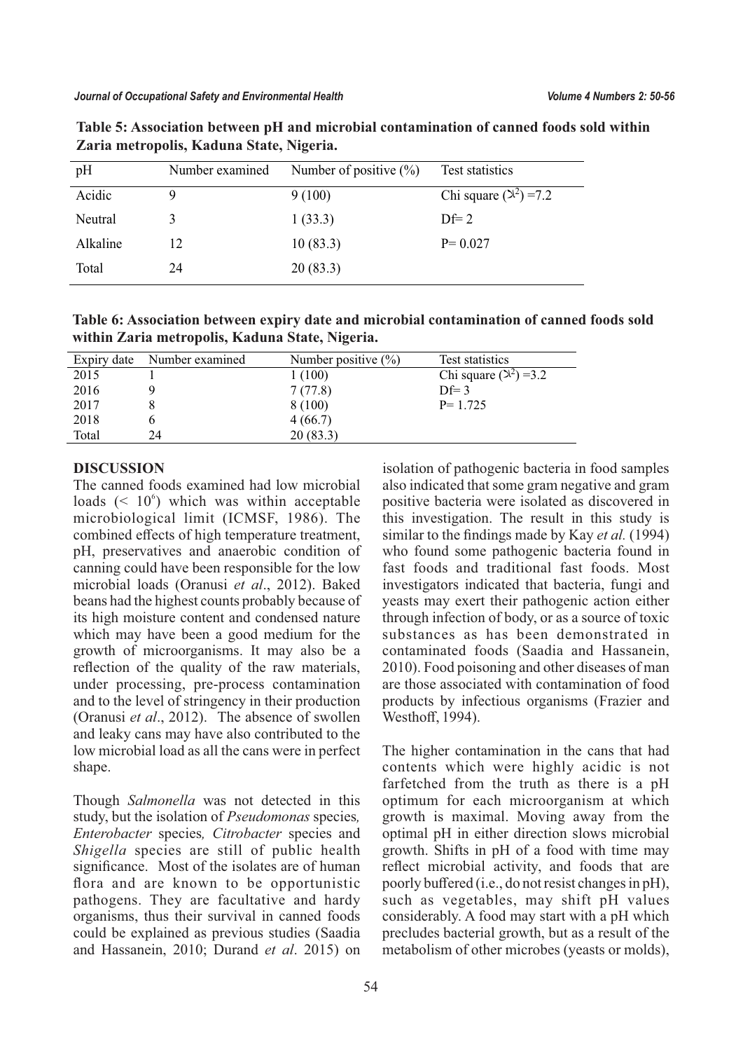**Table 5: Association between pH and microbial contamination of canned foods sold within Zaria metropolis, Kaduna State, Nigeria.**

| pH | Number examined | Number of positive (%) | Test statistics |
|---|---|---|---|
| Acidic | 9 | 9 (100) | Chi square ($\chi^2$) =7.2 |
| Neutral | 3 | 1 (33.3) | Df= 2 |
| Alkaline | 12 | 10 (83.3) | P= 0.027 |
| Total | 24 | 20 (83.3) | |

**Table 6: Association between expiry date and microbial contamination of canned foods sold within Zaria metropolis, Kaduna State, Nigeria.**

| Expiry date | Number examined | Number positive (%) | Test statistics |
|---|---|---|---|
| 2015 | 1 | 1 (100) | Chi square ($\chi^2$) =3.2 |
| 2016 | 9 | 7 (77.8) | Df= 3 |
| 2017 | 8 | 8 (100) | P= 1.725 |
| 2018 | 6 | 4 (66.7) | |
| Total | 24 | 20 (83.3) | |

## DISCUSSION

The canned foods examined had low microbial loads ($< 10^6$) which was within acceptable microbiological limit (ICMSF, 1986). The combined effects of high temperature treatment, pH, preservatives and anaerobic condition of canning could have been responsible for the low microbial loads (Oranusi *et al*., 2012). Baked beans had the highest counts probably because of its high moisture content and condensed nature which may have been a good medium for the growth of microorganisms. It may also be a reflection of the quality of the raw materials, under processing, pre-process contamination and to the level of stringency in their production (Oranusi *et al*., 2012). The absence of swollen and leaky cans may have also contributed to the low microbial load as all the cans were in perfect shape.

Though *Salmonella* was not detected in this study, but the isolation of *Pseudomonas* species*, Enterobacter* species*, Citrobacter* species and *Shigella* species are still of public health significance. Most of the isolates are of human flora and are known to be opportunistic pathogens. They are facultative and hardy organisms, thus their survival in canned foods could be explained as previous studies (Saadia and Hassanein, 2010; Durand *et al*. 2015) on isolation of pathogenic bacteria in food samples also indicated that some gram negative and gram positive bacteria were isolated as discovered in this investigation. The result in this study is similar to the findings made by Kay *et al.* (1994) who found some pathogenic bacteria found in fast foods and traditional fast foods. Most investigators indicated that bacteria, fungi and yeasts may exert their pathogenic action either through infection of body, or as a source of toxic substances as has been demonstrated in contaminated foods (Saadia and Hassanein, 2010). Food poisoning and other diseases of man are those associated with contamination of food products by infectious organisms (Frazier and Westhoff, 1994).

The higher contamination in the cans that had contents which were highly acidic is not farfetched from the truth as there is a pH optimum for each microorganism at which growth is maximal. Moving away from the optimal pH in either direction slows microbial growth. Shifts in pH of a food with time may reflect microbial activity, and foods that are poorly buffered (i.e., do not resist changes in pH), such as vegetables, may shift pH values considerably. A food may start with a pH which precludes bacterial growth, but as a result of the metabolism of other microbes (yeasts or molds),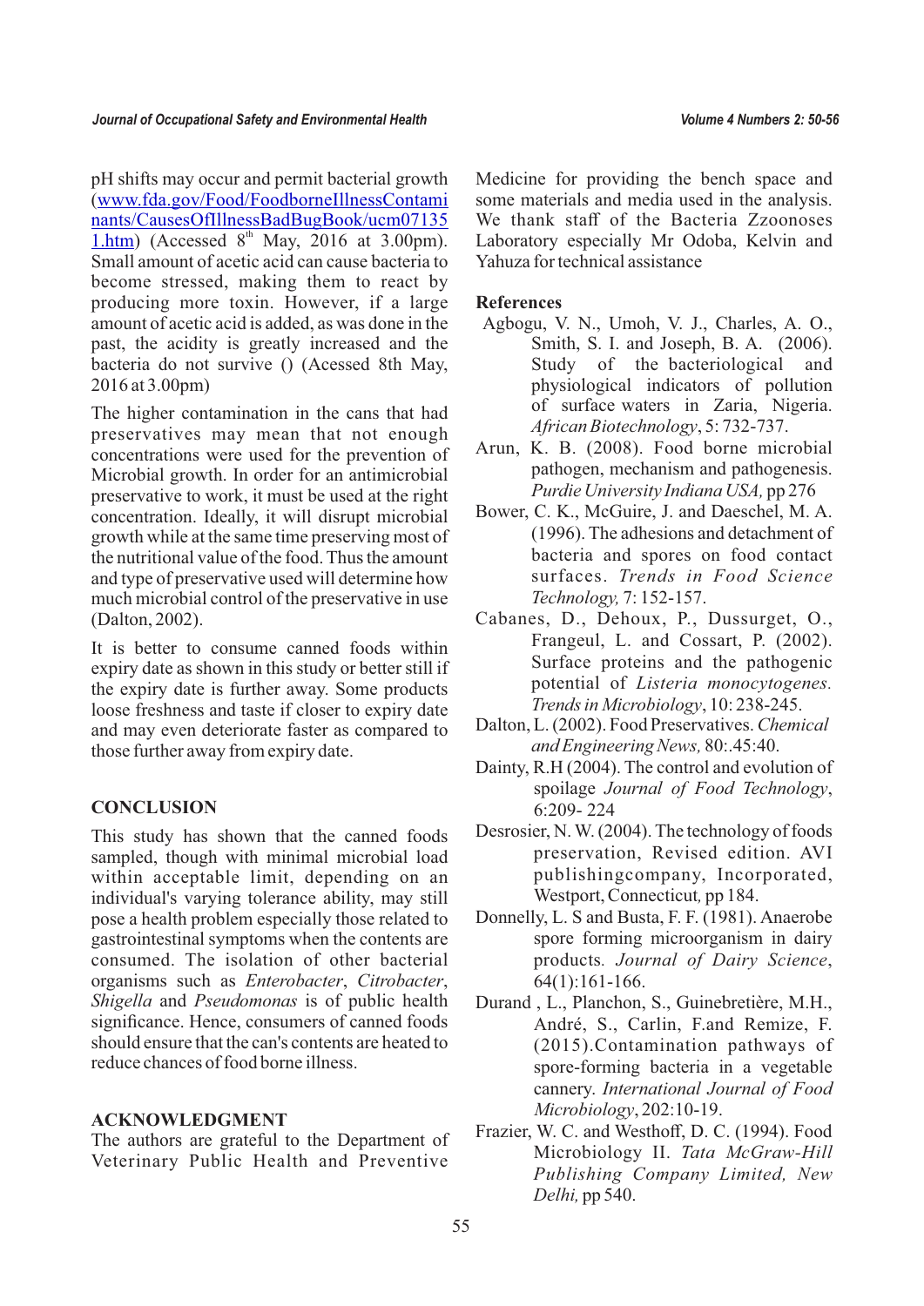pH shifts may occur and permit bacterial growth (www.fda.gov/Food/FoodborneIllnessContaminants/CausesOfIllnessBadBugBook/ucm071351.htm) (Accessed 8th May, 2016 at 3.00pm). Small amount of acetic acid can cause bacteria to become stressed, making them to react by producing more toxin. However, if a large amount of acetic acid is added, as was done in the past, the acidity is greatly increased and the bacteria do not survive () (Acessed 8th May, 2016 at 3.00pm)

The higher contamination in the cans that had preservatives may mean that not enough concentrations were used for the prevention of Microbial growth. In order for an antimicrobial preservative to work, it must be used at the right concentration. Ideally, it will disrupt microbial growth while at the same time preserving most of the nutritional value of the food. Thus the amount and type of preservative used will determine how much microbial control of the preservative in use (Dalton, 2002).

It is better to consume canned foods within expiry date as shown in this study or better still if the expiry date is further away. Some products loose freshness and taste if closer to expiry date and may even deteriorate faster as compared to those further away from expiry date.

## CONCLUSION

This study has shown that the canned foods sampled, though with minimal microbial load within acceptable limit, depending on an individual's varying tolerance ability, may still pose a health problem especially those related to gastrointestinal symptoms when the contents are consumed. The isolation of other bacterial organisms such as *Enterobacter*, *Citrobacter*, *Shigella* and *Pseudomonas* is of public health significance. Hence, consumers of canned foods should ensure that the can's contents are heated to reduce chances of food borne illness.

## ACKNOWLEDGMENT

The authors are grateful to the Department of Veterinary Public Health and Preventive Medicine for providing the bench space and some materials and media used in the analysis. We thank staff of the Bacteria Zzoonoses Laboratory especially Mr Odoba, Kelvin and Yahuza for technical assistance

## References

Agbogu, V. N., Umoh, V. J., Charles, A. O., Smith, S. I. and Joseph, B. A. (2006). Study of the bacteriological and physiological indicators of pollution of surface waters in Zaria, Nigeria. *African Biotechnology*, 5: 732-737.

Arun, K. B. (2008). Food borne microbial pathogen, mechanism and pathogenesis. *Purdie University Indiana USA,* pp 276

Bower, C. K., McGuire, J. and Daeschel, M. A. (1996). The adhesions and detachment of bacteria and spores on food contact surfaces. *Trends in Food Science Technology,* 7: 152-157.

Cabanes, D., Dehoux, P., Dussurget, O., Frangeul, L. and Cossart, P. (2002). Surface proteins and the pathogenic potential of *Listeria monocytogenes. Trends in Microbiology*, 10: 238-245.

Dalton, L. (2002). Food Preservatives. *Chemical and Engineering News,* 80:.45:40.

Dainty, R.H (2004). The control and evolution of spoilage *Journal of Food Technology*, 6:209- 224

Desrosier, N. W. (2004). The technology of foods preservation, Revised edition. AVI publishingcompany, Incorporated, Westport, Connecticut*,* pp 184.

Donnelly, L. S and Busta, F. F. (1981). Anaerobe spore forming microorganism in dairy products*. Journal of Dairy Science*, 64(1):161-166.

Durand , L., Planchon, S., Guinebretière, M.H., André, S., Carlin, F.and Remize, F. (2015).Contamination pathways of spore-forming bacteria in a vegetable cannery*. International Journal of Food Microbiology*, 202:10-19.

Frazier, W. C. and Westhoff, D. C. (1994). Food Microbiology II. *Tata McGraw-Hill Publishing Company Limited, New Delhi,* pp 540.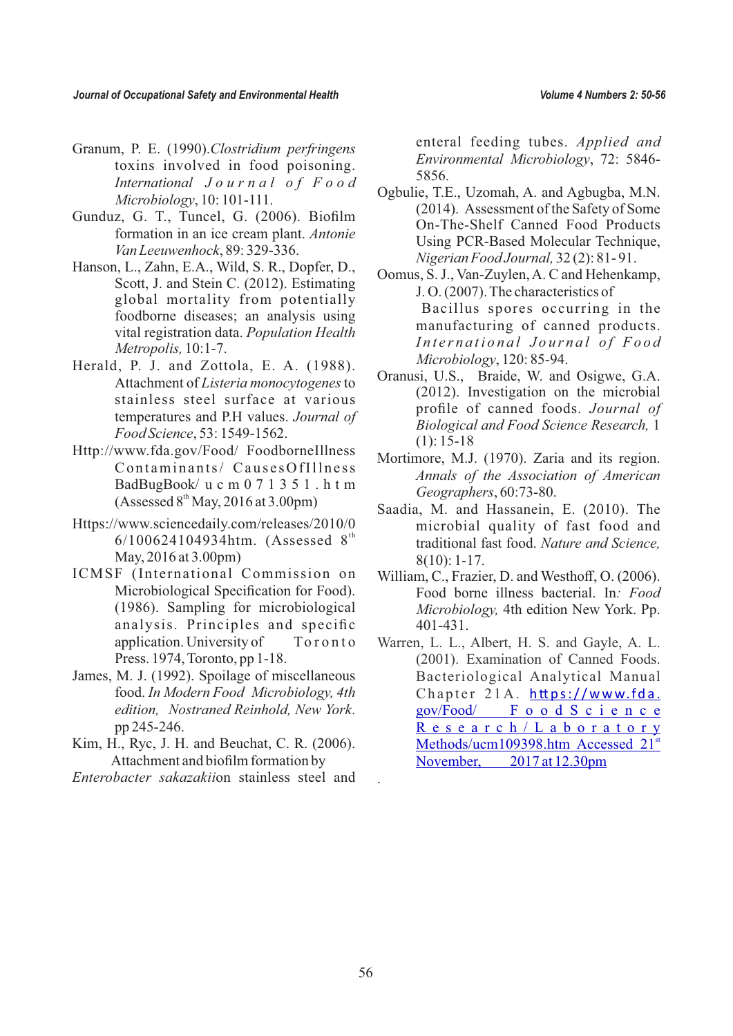Granum, P. E. (1990). *Clostridium perfringens* toxins involved in food poisoning. *International Journal of Food Microbiology*, 10: 101-111.

Gunduz, G. T., Tuncel, G. (2006). Biofilm formation in an ice cream plant. *Antonie Van Leeuwenhock*, 89: 329-336.

Hanson, L., Zahn, E.A., Wild, S. R., Dopfer, D., Scott, J. and Stein C. (2012). Estimating global mortality from potentially foodborne diseases; an analysis using vital registration data. *Population Health Metropolis,* 10:1-7.

Herald, P. J. and Zottola, E. A. (1988). Attachment of *Listeria monocytogenes* to stainless steel surface at various temperatures and P.H values. *Journal of Food Science*, 53: 1549-1562.

Http://www.fda.gov/Food/ FoodborneIllness Contaminants/ CausesOfIllness BadBugBook/ ucm071351.htm (Assessed 8th May, 2016 at 3.00pm)

Https://www.sciencedaily.com/releases/2010/06/100624104934htm. (Assessed 8th May, 2016 at 3.00pm)

ICMSF (International Commission on Microbiological Specification for Food). (1986). Sampling for microbiological analysis. Principles and specific application. University of Toronto Press. 1974, Toronto, pp 1-18.

James, M. J. (1992). Spoilage of miscellaneous food. *In Modern Food Microbiology, 4th edition, Nostraned Reinhold, New York*. pp 245-246.

Kim, H., Ryc, J. H. and Beuchat, C. R. (2006). Attachment and biofilm formation by *Enterobacter sakazakii* on stainless steel and enteral feeding tubes. *Applied and Environmental Microbiology*, 72: 5846-5856.

Ogbulie, T.E., Uzomah, A. and Agbugba, M.N. (2014). Assessment of the Safety of Some On-The-Shelf Canned Food Products Using PCR-Based Molecular Technique, *Nigerian Food Journal,* 32 (2): 81- 91.

Oomus, S. J., Van-Zuylen, A. C and Hehenkamp, J. O. (2007). The characteristics of Bacillus spores occurring in the manufacturing of canned products. *International Journal of Food Microbiology*, 120: 85-94.

Oranusi, U.S., Braide, W. and Osigwe, G.A. (2012). Investigation on the microbial profile of canned foods. *Journal of Biological and Food Science Research,* 1 (1): 15-18

Mortimore, M.J. (1970). Zaria and its region. *Annals of the Association of American Geographers*, 60:73-80.

Saadia, M. and Hassanein, E. (2010). The microbial quality of fast food and traditional fast food. *Nature and Science,* 8(10): 1-17.

William, C., Frazier, D. and Westhoff, O. (2006). Food borne illness bacterial. In*: Food Microbiology,* 4th edition New York. Pp. 401-431.

Warren, L. L., Albert, H. S. and Gayle, A. L. (2001). Examination of Canned Foods. Bacteriological Analytical Manual Chapter 21A. https://www.fda.gov/Food/ FoodScience Research/Laboratory Methods/ucm109398.htm Accessed 21st November, 2017 at 12.30pm